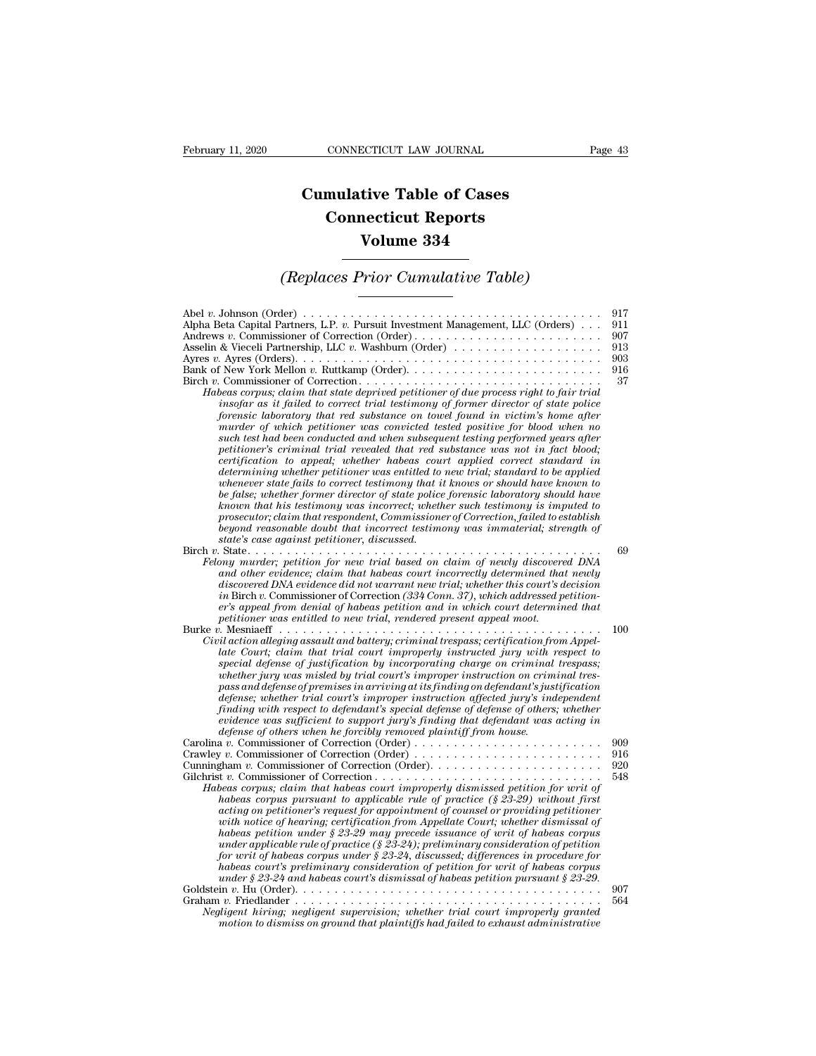# Cumulative Table of Cases
# Connecticut Reports
# Volume 334

## *(Replaces Prior Cumulative Table)*

Abel *v.* Johnson (Order) . . . . . . . . . . . . . . . . . . . . . . . . . . . . . . . . . . . . . . 917

Alpha Beta Capital Partners, L.P. *v.* Pursuit Investment Management, LLC (Orders) . . . 911

Andrews *v.* Commissioner of Correction (Order) . . . . . . . . . . . . . . . . . . . . . . . . 907

Asselin & Vieceli Partnership, LLC *v.* Washburn (Order) . . . . . . . . . . . . . . . . . . . 913

Ayres *v.* Ayres (Orders). . . . . . . . . . . . . . . . . . . . . . . . . . . . . . . . . . . . . . 903

Bank of New York Mellon *v.* Ruttkamp (Order). . . . . . . . . . . . . . . . . . . . . . . . . 916

Birch *v.* Commissioner of Correction . . . . . . . . . . . . . . . . . . . . . . . . . . . . . . 37

*Habeas corpus; claim that state deprived petitioner of due process right to fair trial insofar as it failed to correct trial testimony of former director of state police forensic laboratory that red substance on towel found in victim's home after murder of which petitioner was convicted tested positive for blood when no such test had been conducted and when subsequent testing performed years after petitioner's criminal trial revealed that red substance was not in fact blood; certification to appeal; whether habeas court applied correct standard in determining whether petitioner was entitled to new trial; standard to be applied whenever state fails to correct testimony that it knows or should have known to be false; whether former director of state police forensic laboratory should have known that his testimony was incorrect; whether such testimony is imputed to prosecutor; claim that respondent, Commissioner of Correction, failed to establish beyond reasonable doubt that incorrect testimony was immaterial; strength of state's case against petitioner, discussed.*

Birch *v.* State. . . . . . . . . . . . . . . . . . . . . . . . . . . . . . . . . . . . . . . . . . . 69

*Felony murder; petition for new trial based on claim of newly discovered DNA and other evidence; claim that habeas court incorrectly determined that newly discovered DNA evidence did not warrant new trial; whether this court's decision in* Birch *v.* Commissioner of Correction *(334 Conn. 37), which addressed petitioner's appeal from denial of habeas petition and in which court determined that petitioner was entitled to new trial, rendered present appeal moot.*

Burke *v.* Mesniaeff . . . . . . . . . . . . . . . . . . . . . . . . . . . . . . . . . . . . . . . . 100

*Civil action alleging assault and battery; criminal trespass; certification from Appellate Court; claim that trial court improperly instructed jury with respect to special defense of justification by incorporating charge on criminal trespass; whether jury was misled by trial court's improper instruction on criminal trespass and defense of premises in arriving at its finding on defendant's justification defense; whether trial court's improper instruction affected jury's independent finding with respect to defendant's special defense of defense of others; whether evidence was sufficient to support jury's finding that defendant was acting in defense of others when he forcibly removed plaintiff from house.*

Carolina *v.* Commissioner of Correction (Order) . . . . . . . . . . . . . . . . . . . . . . . . 909

Crawley *v.* Commissioner of Correction (Order) . . . . . . . . . . . . . . . . . . . . . . . . 916

Cunningham *v.* Commissioner of Correction (Order). . . . . . . . . . . . . . . . . . . . . . 920

Gilchrist *v.* Commissioner of Correction . . . . . . . . . . . . . . . . . . . . . . . . . . . . 548

*Habeas corpus; claim that habeas court improperly dismissed petition for writ of habeas corpus pursuant to applicable rule of practice (§ 23-29) without first acting on petitioner's request for appointment of counsel or providing petitioner with notice of hearing; certification from Appellate Court; whether dismissal of habeas petition under § 23-29 may precede issuance of writ of habeas corpus under applicable rule of practice (§ 23-24); preliminary consideration of petition for writ of habeas corpus under § 23-24, discussed; differences in procedure for habeas court's preliminary consideration of petition for writ of habeas corpus under § 23-24 and habeas court's dismissal of habeas petition pursuant § 23-29.*

Goldstein *v.* Hu (Order). . . . . . . . . . . . . . . . . . . . . . . . . . . . . . . . . . . . . . 907

Graham *v.* Friedlander . . . . . . . . . . . . . . . . . . . . . . . . . . . . . . . . . . . . . . . 564

*Negligent hiring; negligent supervision; whether trial court improperly granted motion to dismiss on ground that plaintiffs had failed to exhaust administrative*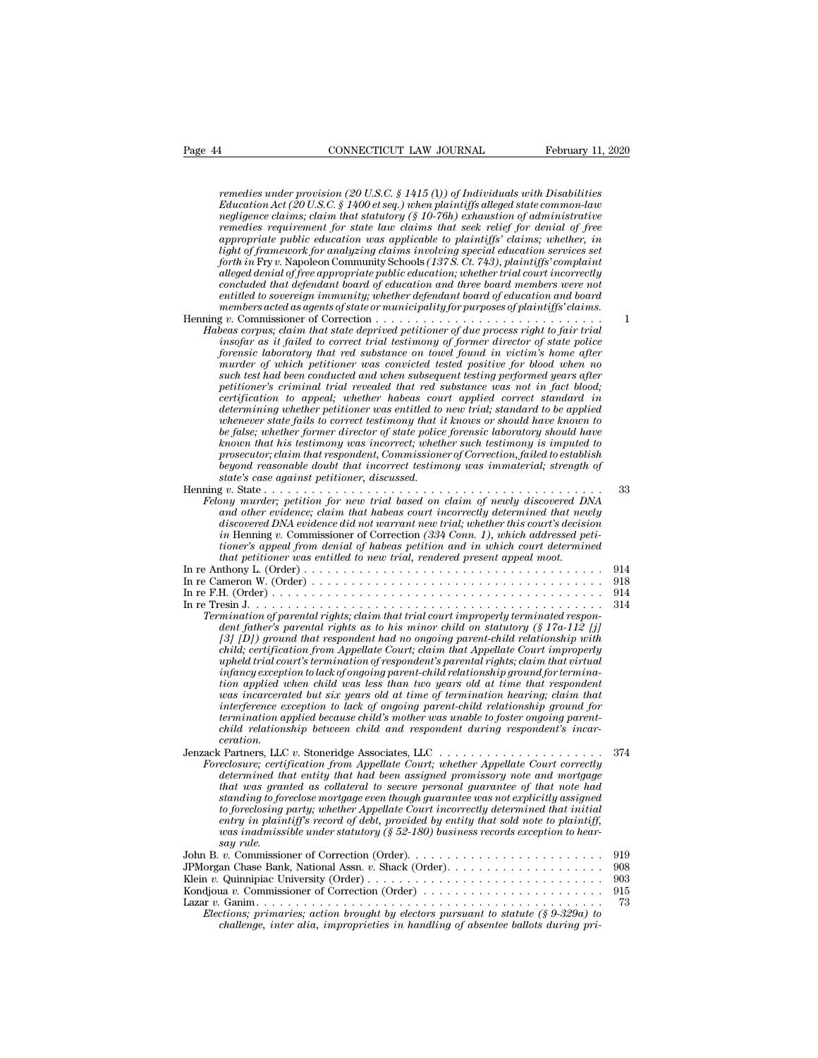*remedies under provision (20 U.S.C. § 1415 (l)) of Individuals with Disabilities Education Act (20 U.S.C. § 1400 et seq.) when plaintiffs alleged state common-law negligence claims; claim that statutory (§ 10-76h) exhaustion of administrative remedies requirement for state law claims that seek relief for denial of free appropriate public education was applicable to plaintiffs' claims; whether, in light of framework for analyzing claims involving special education services set forth in* Fry *v.* Napoleon Community Schools *(137 S. Ct. 743), plaintiffs' complaint alleged denial of free appropriate public education; whether trial court incorrectly concluded that defendant board of education and three board members were not entitled to sovereign immunity; whether defendant board of education and board members acted as agents of state or municipality for purposes of plaintiffs' claims.*

Henning *v.* Commissioner of Correction . . . . . . . . . . . . . . . . . . . . . . . . . . . . . 1

*Habeas corpus; claim that state deprived petitioner of due process right to fair trial insofar as it failed to correct trial testimony of former director of state police forensic laboratory that red substance on towel found in victim's home after murder of which petitioner was convicted tested positive for blood when no such test had been conducted and when subsequent testing performed years after petitioner's criminal trial revealed that red substance was not in fact blood; certification to appeal; whether habeas court applied correct standard in determining whether petitioner was entitled to new trial; standard to be applied whenever state fails to correct testimony that it knows or should have known to be false; whether former director of state police forensic laboratory should have known that his testimony was incorrect; whether such testimony is imputed to prosecutor; claim that respondent, Commissioner of Correction, failed to establish beyond reasonable doubt that incorrect testimony was immaterial; strength of state's case against petitioner, discussed.*

Henning *v.* State . . . . . . . . . . . . . . . . . . . . . . . . . . . . . . . . . . . . . . . . . 33

*Felony murder; petition for new trial based on claim of newly discovered DNA and other evidence; claim that habeas court incorrectly determined that newly discovered DNA evidence did not warrant new trial; whether this court's decision in* Henning *v.* Commissioner of Correction *(334 Conn. 1), which addressed petitioner's appeal from denial of habeas petition and in which court determined that petitioner was entitled to new trial, rendered present appeal moot.*

In re Anthony L. (Order) . . . . . . . . . . . . . . . . . . . . . . . . . . . . . . . . . . . . . . 914

In re Cameron W. (Order) . . . . . . . . . . . . . . . . . . . . . . . . . . . . . . . . . . . . . 918

In re F.H. (Order) . . . . . . . . . . . . . . . . . . . . . . . . . . . . . . . . . . . . . . . . . . 914

In re Tresin J. . . . . . . . . . . . . . . . . . . . . . . . . . . . . . . . . . . . . . . . . . . . . 314

*Termination of parental rights; claim that trial court improperly terminated respondent father's parental rights as to his minor child on statutory (§ 17a-112 [j] [3] [D]) ground that respondent had no ongoing parent-child relationship with child; certification from Appellate Court; claim that Appellate Court improperly upheld trial court's termination of respondent's parental rights; claim that virtual infancy exception to lack of ongoing parent-child relationship ground for termination applied when child was less than two years old at time that respondent was incarcerated but six years old at time of termination hearing; claim that interference exception to lack of ongoing parent-child relationship ground for termination applied because child's mother was unable to foster ongoing parent-child relationship between child and respondent during respondent's incarceration.*

Jenzack Partners, LLC *v.* Stoneridge Associates, LLC . . . . . . . . . . . . . . . . . . . . 374

*Foreclosure; certification from Appellate Court; whether Appellate Court correctly determined that entity that had been assigned promissory note and mortgage that was granted as collateral to secure personal guarantee of that note had standing to foreclose mortgage even though guarantee was not explicitly assigned to foreclosing party; whether Appellate Court incorrectly determined that initial entry in plaintiff's record of debt, provided by entity that sold note to plaintiff, was inadmissible under statutory (§ 52-180) business records exception to hearsay rule.*

John B. *v.* Commissioner of Correction (Order). . . . . . . . . . . . . . . . . . . . . . . . 919

JPMorgan Chase Bank, National Assn. *v.* Shack (Order). . . . . . . . . . . . . . . . . . . . 908

Klein *v.* Quinnipiac University (Order) . . . . . . . . . . . . . . . . . . . . . . . . . . . . 903

Kondjoua *v.* Commissioner of Correction (Order) . . . . . . . . . . . . . . . . . . . . . . 915

Lazar *v.* Ganim. . . . . . . . . . . . . . . . . . . . . . . . . . . . . . . . . . . . . . . . . . . 73

*Elections; primaries; action brought by electors pursuant to statute (§ 9-329a) to challenge, inter alia, improprieties in handling of absentee ballots during pri-*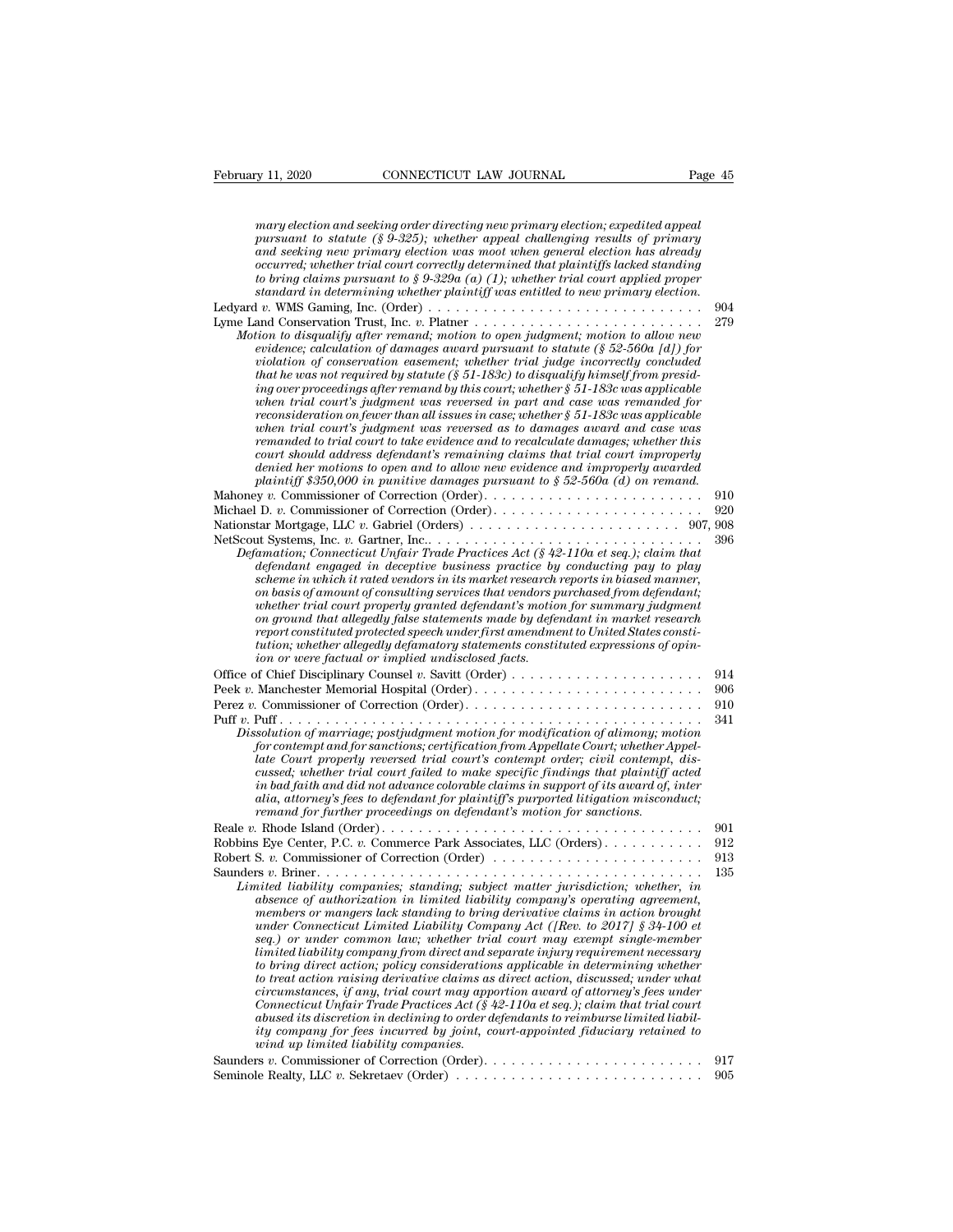*mary election and seeking order directing new primary election; expedited appeal pursuant to statute (§ 9-325); whether appeal challenging results of primary and seeking new primary election was moot when general election has already occurred; whether trial court correctly determined that plaintiffs lacked standing to bring claims pursuant to § 9-329a (a) (1); whether trial court applied proper standard in determining whether plaintiff was entitled to new primary election.*

Ledyard *v.* WMS Gaming, Inc. (Order) . . . . . . . . . . . . . . . . . . . . . . . . . . . . . 904

Lyme Land Conservation Trust, Inc. *v.* Platner . . . . . . . . . . . . . . . . . . . . . . . . 279

*Motion to disqualify after remand; motion to open judgment; motion to allow new evidence; calculation of damages award pursuant to statute (§ 52-560a [d]) for violation of conservation easement; whether trial judge incorrectly concluded that he was not required by statute (§ 51-183c) to disqualify himself from presiding over proceedings after remand by this court; whether § 51-183c was applicable when trial court's judgment was reversed in part and case was remanded for reconsideration on fewer than all issues in case; whether § 51-183c was applicable when trial court's judgment was reversed as to damages award and case was remanded to trial court to take evidence and to recalculate damages; whether this court should address defendant's remaining claims that trial court improperly denied her motions to open and to allow new evidence and improperly awarded plaintiff $350,000 in punitive damages pursuant to § 52-560a (d) on remand.*

Mahoney *v.* Commissioner of Correction (Order). . . . . . . . . . . . . . . . . . . . . . . . 910

Michael D. *v.* Commissioner of Correction (Order). . . . . . . . . . . . . . . . . . . . . . . 920

Nationstar Mortgage, LLC *v.* Gabriel (Orders) . . . . . . . . . . . . . . . . . . . . . . 907, 908

NetScout Systems, Inc. *v.* Gartner, Inc.. . . . . . . . . . . . . . . . . . . . . . . . . . . . . . 396

*Defamation; Connecticut Unfair Trade Practices Act (§ 42-110a et seq.); claim that defendant engaged in deceptive business practice by conducting pay to play scheme in which it rated vendors in its market research reports in biased manner, on basis of amount of consulting services that vendors purchased from defendant; whether trial court properly granted defendant's motion for summary judgment on ground that allegedly false statements made by defendant in market research report constituted protected speech under first amendment to United States constitution; whether allegedly defamatory statements constituted expressions of opinion or were factual or implied undisclosed facts.*

Office of Chief Disciplinary Counsel *v.* Savitt (Order) . . . . . . . . . . . . . . . . . . . . . 914

Peek *v.* Manchester Memorial Hospital (Order). . . . . . . . . . . . . . . . . . . . . . . . . . 906

Perez *v.* Commissioner of Correction (Order). . . . . . . . . . . . . . . . . . . . . . . . . . 910

Puff *v.* Puff . . . . . . . . . . . . . . . . . . . . . . . . . . . . . . . . . . . . . . . . . . . . . . . 341

*Dissolution of marriage; postjudgment motion for modification of alimony; motion for contempt and for sanctions; certification from Appellate Court; whether Appellate Court properly reversed trial court's contempt order; civil contempt, discussed; whether trial court failed to make specific findings that plaintiff acted in bad faith and did not advance colorable claims in support of its award of, inter alia, attorney's fees to defendant for plaintiff's purported litigation misconduct; remand for further proceedings on defendant's motion for sanctions.*

Reale *v.* Rhode Island (Order). . . . . . . . . . . . . . . . . . . . . . . . . . . . . . . . . . . 901

Robbins Eye Center, P.C. *v.* Commerce Park Associates, LLC (Orders). . . . . . . . . . . 912

Robert S. *v.* Commissioner of Correction (Order) . . . . . . . . . . . . . . . . . . . . . . . 913

Saunders *v.* Briner. . . . . . . . . . . . . . . . . . . . . . . . . . . . . . . . . . . . . . . . . . . 135

*Limited liability companies; standing; subject matter jurisdiction; whether, in absence of authorization in limited liability company's operating agreement, members or mangers lack standing to bring derivative claims in action brought under Connecticut Limited Liability Company Act ([Rev. to 2017] § 34-100 et seq.) or under common law; whether trial court may exempt single-member limited liability company from direct and separate injury requirement necessary to bring direct action; policy considerations applicable in determining whether to treat action raising derivative claims as direct action, discussed; under what circumstances, if any, trial court may apportion award of attorney's fees under Connecticut Unfair Trade Practices Act (§ 42-110a et seq.); claim that trial court abused its discretion in declining to order defendants to reimburse limited liability company for fees incurred by joint, court-appointed fiduciary retained to wind up limited liability companies.*

Saunders *v.* Commissioner of Correction (Order). . . . . . . . . . . . . . . . . . . . . . . . 917

Seminole Realty, LLC *v.* Sekretaev (Order) . . . . . . . . . . . . . . . . . . . . . . . . . . 905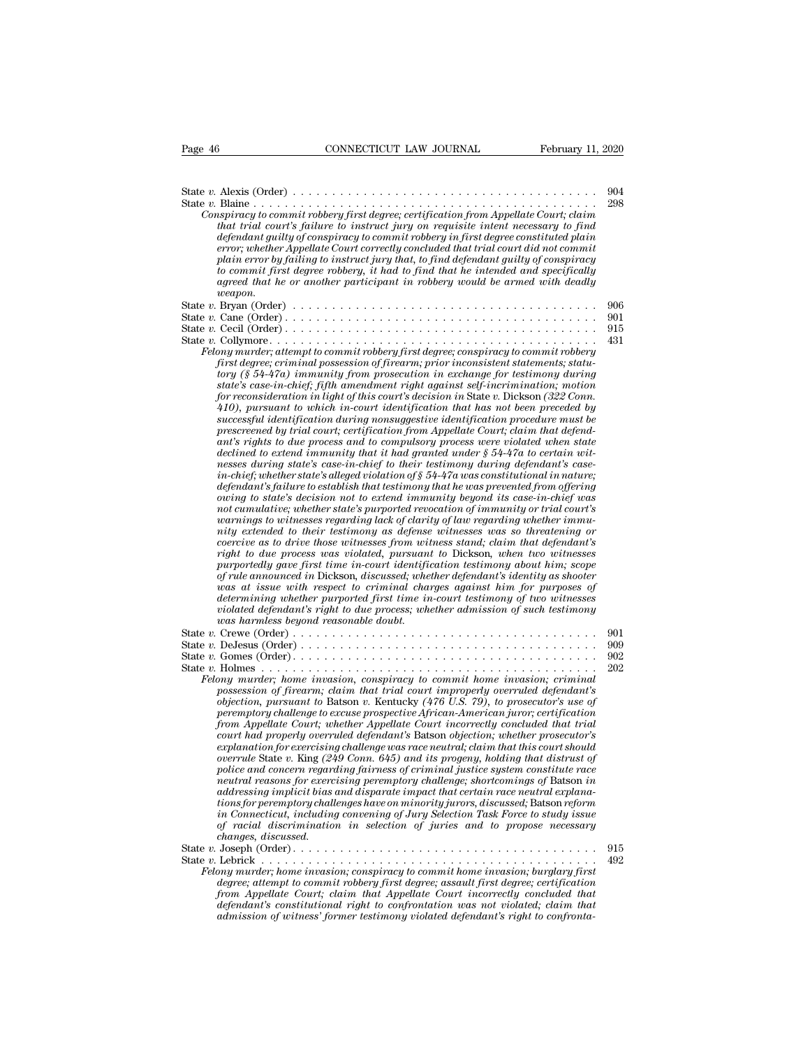State *v.* Alexis (Order) . . . . . . . . . . . . . . . . . . . . . . . . . . . . . . . . . . . . . 904

State *v.* Blaine . . . . . . . . . . . . . . . . . . . . . . . . . . . . . . . . . . . . . . . . . . . 298

*Conspiracy to commit robbery first degree; certification from Appellate Court; claim that trial court's failure to instruct jury on requisite intent necessary to find defendant guilty of conspiracy to commit robbery in first degree constituted plain error; whether Appellate Court correctly concluded that trial court did not commit plain error by failing to instruct jury that, to find defendant guilty of conspiracy to commit first degree robbery, it had to find that he intended and specifically agreed that he or another participant in robbery would be armed with deadly weapon.*

State *v.* Bryan (Order) . . . . . . . . . . . . . . . . . . . . . . . . . . . . . . . . . . . . . 906

State *v.* Cane (Order) . . . . . . . . . . . . . . . . . . . . . . . . . . . . . . . . . . . . . . 901

State *v.* Cecil (Order) . . . . . . . . . . . . . . . . . . . . . . . . . . . . . . . . . . . . . . 915

State *v.* Collymore . . . . . . . . . . . . . . . . . . . . . . . . . . . . . . . . . . . . . . . . 431

*Felony murder; attempt to commit robbery first degree; conspiracy to commit robbery first degree; criminal possession of firearm; prior inconsistent statements; statutory (§ 54-47a) immunity from prosecution in exchange for testimony during state's case-in-chief; fifth amendment right against self-incrimination; motion for reconsideration in light of this court's decision in* State v. Dickson *(322 Conn. 410), pursuant to which in-court identification that has not been preceded by successful identification during nonsuggestive identification procedure must be prescreened by trial court; certification from Appellate Court; claim that defendant's rights to due process and to compulsory process were violated when state declined to extend immunity that it had granted under § 54-47a to certain witnesses during state's case-in-chief to their testimony during defendant's case-in-chief; whether state's alleged violation of § 54-47a was constitutional in nature; defendant's failure to establish that testimony that he was prevented from offering owing to state's decision not to extend immunity beyond its case-in-chief was not cumulative; whether state's purported revocation of immunity or trial court's warnings to witnesses regarding lack of clarity of law regarding whether immunity extended to their testimony as defense witnesses was so threatening or coercive as to drive those witnesses from witness stand; claim that defendant's right to due process was violated, pursuant to* Dickson, *when two witnesses purportedly gave first time in-court identification testimony about him; scope of rule announced in* Dickson, *discussed; whether defendant's identity as shooter was at issue with respect to criminal charges against him for purposes of determining whether purported first time in-court testimony of two witnesses violated defendant's right to due process; whether admission of such testimony was harmless beyond reasonable doubt.*

State *v.* Crewe (Order) . . . . . . . . . . . . . . . . . . . . . . . . . . . . . . . . . . . . . 901

State *v.* DeJesus (Order) . . . . . . . . . . . . . . . . . . . . . . . . . . . . . . . . . . . . 909

State *v.* Gomes (Order) . . . . . . . . . . . . . . . . . . . . . . . . . . . . . . . . . . . . . 902

State *v.* Holmes . . . . . . . . . . . . . . . . . . . . . . . . . . . . . . . . . . . . . . . . . . 202

*Felony murder; home invasion, conspiracy to commit home invasion; criminal possession of firearm; claim that trial court improperly overruled defendant's objection, pursuant to* Batson v. Kentucky *(476 U.S. 79), to prosecutor's use of peremptory challenge to excuse prospective African-American juror; certification from Appellate Court; whether Appellate Court incorrectly concluded that trial court had properly overruled defendant's* Batson *objection; whether prosecutor's explanation for exercising challenge was race neutral; claim that this court should overrule* State v. King *(249 Conn. 645) and its progeny, holding that distrust of police and concern regarding fairness of criminal justice system constitute race neutral reasons for exercising peremptory challenge; shortcomings of* Batson *in addressing implicit bias and disparate impact that certain race neutral explanations for peremptory challenges have on minority jurors, discussed;* Batson *reform in Connecticut, including convening of Jury Selection Task Force to study issue of racial discrimination in selection of juries and to propose necessary changes, discussed.*

State *v.* Joseph (Order) . . . . . . . . . . . . . . . . . . . . . . . . . . . . . . . . . . . . 915

State *v.* Lebrick . . . . . . . . . . . . . . . . . . . . . . . . . . . . . . . . . . . . . . . . . . 492

*Felony murder; home invasion; conspiracy to commit home invasion; burglary first degree; attempt to commit robbery first degree; assault first degree; certification from Appellate Court; claim that Appellate Court incorrectly concluded that defendant's constitutional right to confrontation was not violated; claim that admission of witness' former testimony violated defendant's right to confronta-*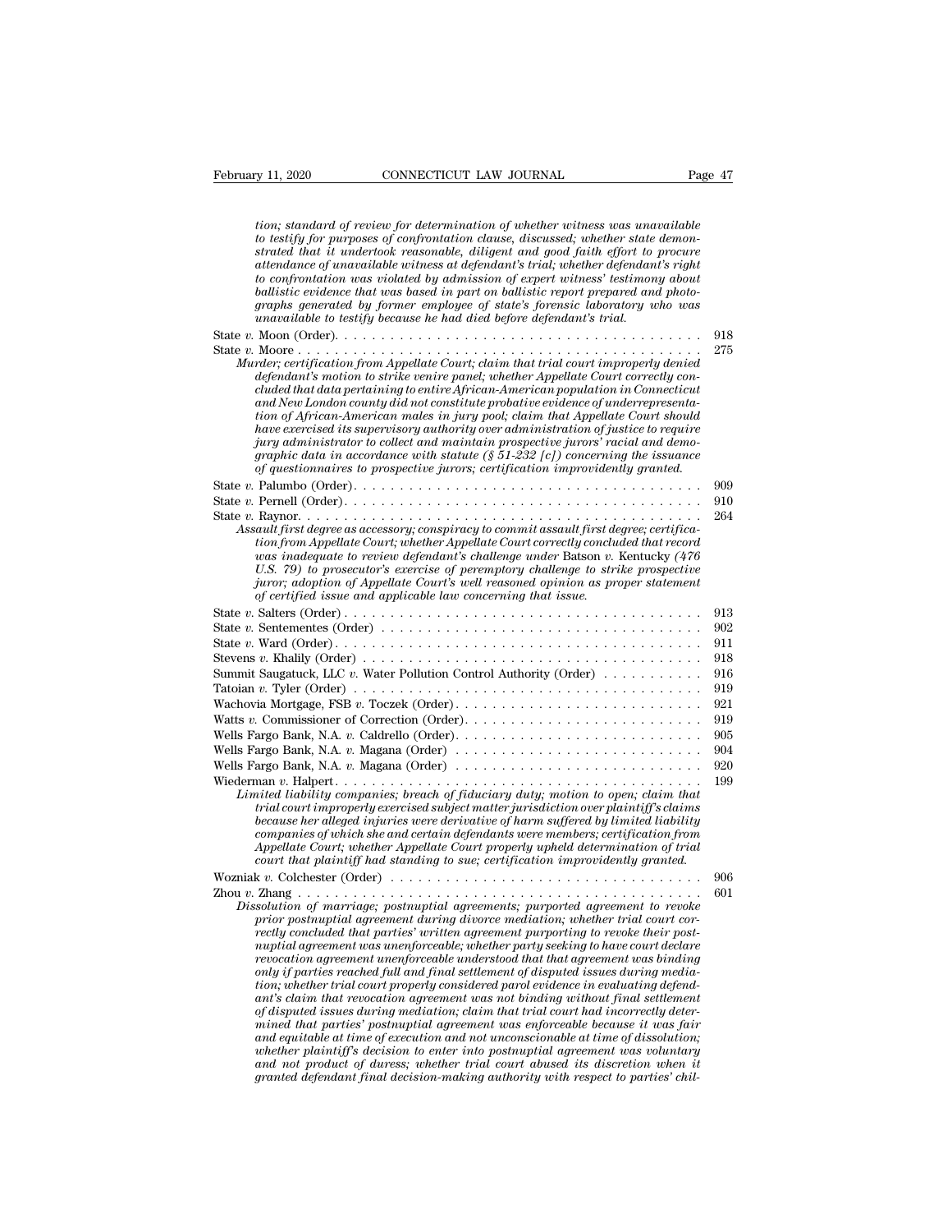*tion; standard of review for determination of whether witness was unavailable to testify for purposes of confrontation clause, discussed; whether state demonstrated that it undertook reasonable, diligent and good faith effort to procure attendance of unavailable witness at defendant's trial; whether defendant's right to confrontation was violated by admission of expert witness' testimony about ballistic evidence that was based in part on ballistic report prepared and photographs generated by former employee of state's forensic laboratory who was unavailable to testify because he had died before defendant's trial.*

State *v.* Moon (Order). . . . . . . . . . . . . . . . . . . . . . . . . . . . . . . . . . . . . . . . 918

State *v.* Moore . . . . . . . . . . . . . . . . . . . . . . . . . . . . . . . . . . . . . . . . . . . . 275

*Murder; certification from Appellate Court; claim that trial court improperly denied defendant's motion to strike venire panel; whether Appellate Court correctly concluded that data pertaining to entire African-American population in Connecticut and New London county did not constitute probative evidence of underrepresentation of African-American males in jury pool; claim that Appellate Court should have exercised its supervisory authority over administration of justice to require jury administrator to collect and maintain prospective jurors' racial and demographic data in accordance with statute (§ 51-232 [c]) concerning the issuance of questionnaires to prospective jurors; certification improvidently granted.*

State *v.* Palumbo (Order). . . . . . . . . . . . . . . . . . . . . . . . . . . . . . . . . . . . . . . 909

State *v.* Pernell (Order). . . . . . . . . . . . . . . . . . . . . . . . . . . . . . . . . . . . . . . 910

State *v.* Raynor. . . . . . . . . . . . . . . . . . . . . . . . . . . . . . . . . . . . . . . . . . . . 264

*Assault first degree as accessory; conspiracy to commit assault first degree; certification from Appellate Court; whether Appellate Court correctly concluded that record was inadequate to review defendant's challenge under* Batson *v.* Kentucky *(476 U.S. 79) to prosecutor's exercise of peremptory challenge to strike prospective juror; adoption of Appellate Court's well reasoned opinion as proper statement of certified issue and applicable law concerning that issue.*

State *v.* Salters (Order) . . . . . . . . . . . . . . . . . . . . . . . . . . . . . . . . . . . . . . 913

State *v.* Sentementes (Order) . . . . . . . . . . . . . . . . . . . . . . . . . . . . . . . . . . . 902

State *v.* Ward (Order). . . . . . . . . . . . . . . . . . . . . . . . . . . . . . . . . . . . . . . . 911

Stevens *v.* Khalily (Order) . . . . . . . . . . . . . . . . . . . . . . . . . . . . . . . . . . . . 918

Summit Saugatuck, LLC *v.* Water Pollution Control Authority (Order) . . . . . . . . . . . 916

Tatoian *v.* Tyler (Order) . . . . . . . . . . . . . . . . . . . . . . . . . . . . . . . . . . . . . . 919

Wachovia Mortgage, FSB *v.* Toczek (Order). . . . . . . . . . . . . . . . . . . . . . . . . . . 921

Watts *v.* Commissioner of Correction (Order). . . . . . . . . . . . . . . . . . . . . . . . . . 919

Wells Fargo Bank, N.A. *v.* Caldrello (Order). . . . . . . . . . . . . . . . . . . . . . . . . . 905

Wells Fargo Bank, N.A. *v.* Magana (Order) . . . . . . . . . . . . . . . . . . . . . . . . . . 904

Wells Fargo Bank, N.A. *v.* Magana (Order) . . . . . . . . . . . . . . . . . . . . . . . . . . 920

Wiederman *v.* Halpert. . . . . . . . . . . . . . . . . . . . . . . . . . . . . . . . . . . . . . . . 199

*Limited liability companies; breach of fiduciary duty; motion to open; claim that trial court improperly exercised subject matter jurisdiction over plaintiff's claims because her alleged injuries were derivative of harm suffered by limited liability companies of which she and certain defendants were members; certification from Appellate Court; whether Appellate Court properly upheld determination of trial court that plaintiff had standing to sue; certification improvidently granted.*

Wozniak *v.* Colchester (Order) . . . . . . . . . . . . . . . . . . . . . . . . . . . . . . . . . 906

Zhou *v.* Zhang . . . . . . . . . . . . . . . . . . . . . . . . . . . . . . . . . . . . . . . . . . . . 601

*Dissolution of marriage; postnuptial agreements; purported agreement to revoke prior postnuptial agreement during divorce mediation; whether trial court correctly concluded that parties' written agreement purporting to revoke their postnuptial agreement was unenforceable; whether party seeking to have court declare revocation agreement unenforceable understood that that agreement was binding only if parties reached full and final settlement of disputed issues during mediation; whether trial court properly considered parol evidence in evaluating defendant's claim that revocation agreement was not binding without final settlement of disputed issues during mediation; claim that trial court had incorrectly determined that parties' postnuptial agreement was enforceable because it was fair and equitable at time of execution and not unconscionable at time of dissolution; whether plaintiff's decision to enter into postnuptial agreement was voluntary and not product of duress; whether trial court abused its discretion when it granted defendant final decision-making authority with respect to parties' chil-*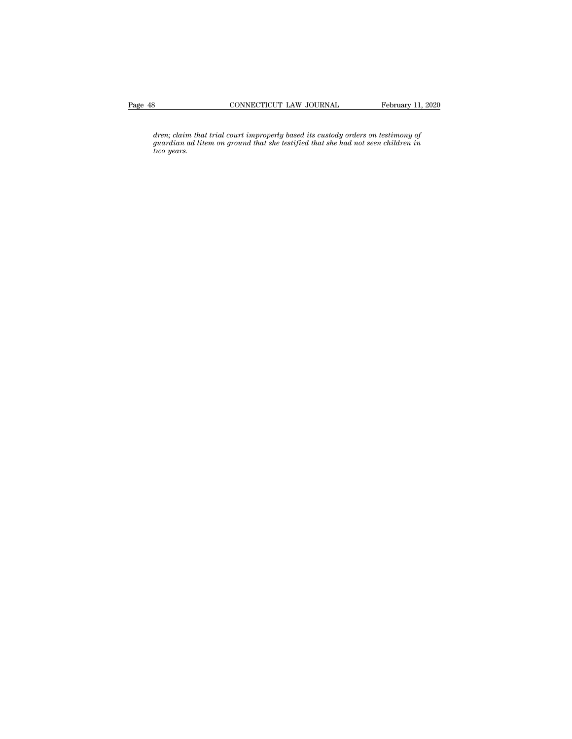*dren; claim that trial court improperly based its custody orders on testimony of guardian ad litem on ground that she testified that she had not seen children in two years.*